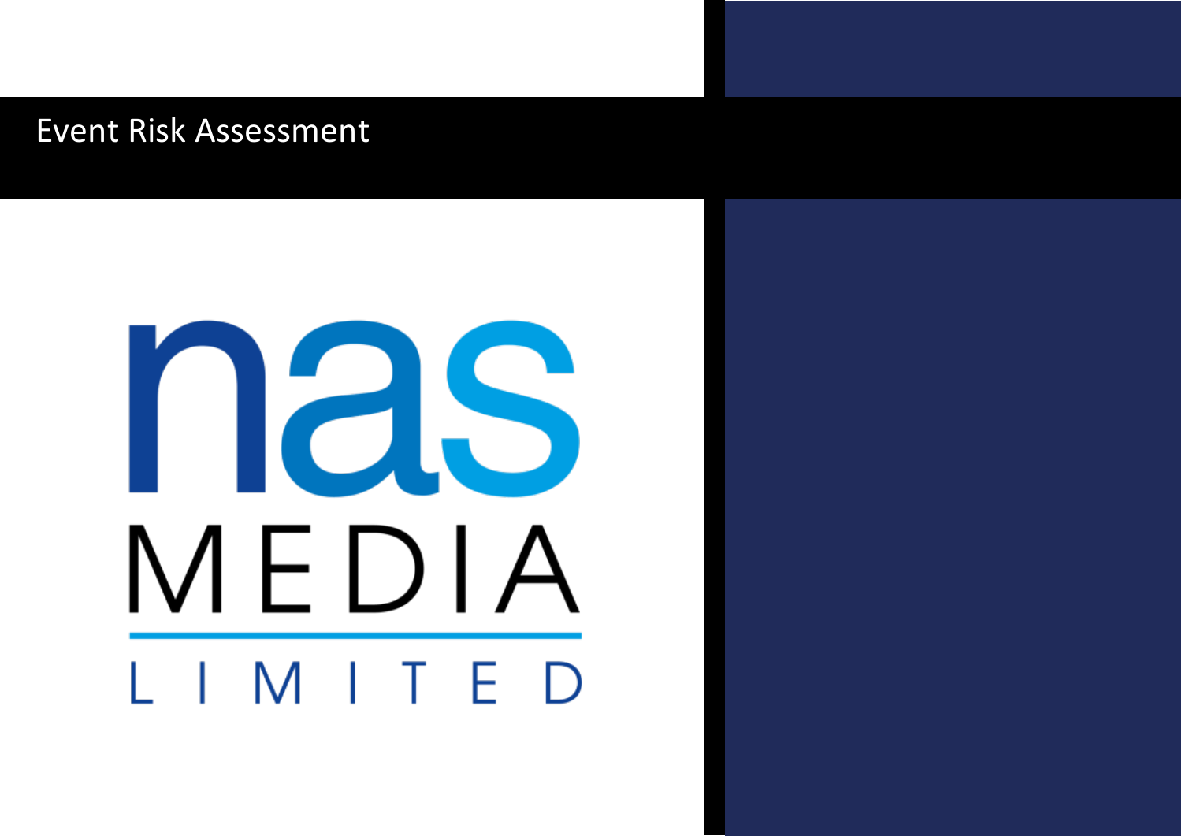# Event Risk Assessment

nas

MEDIA

LIMITED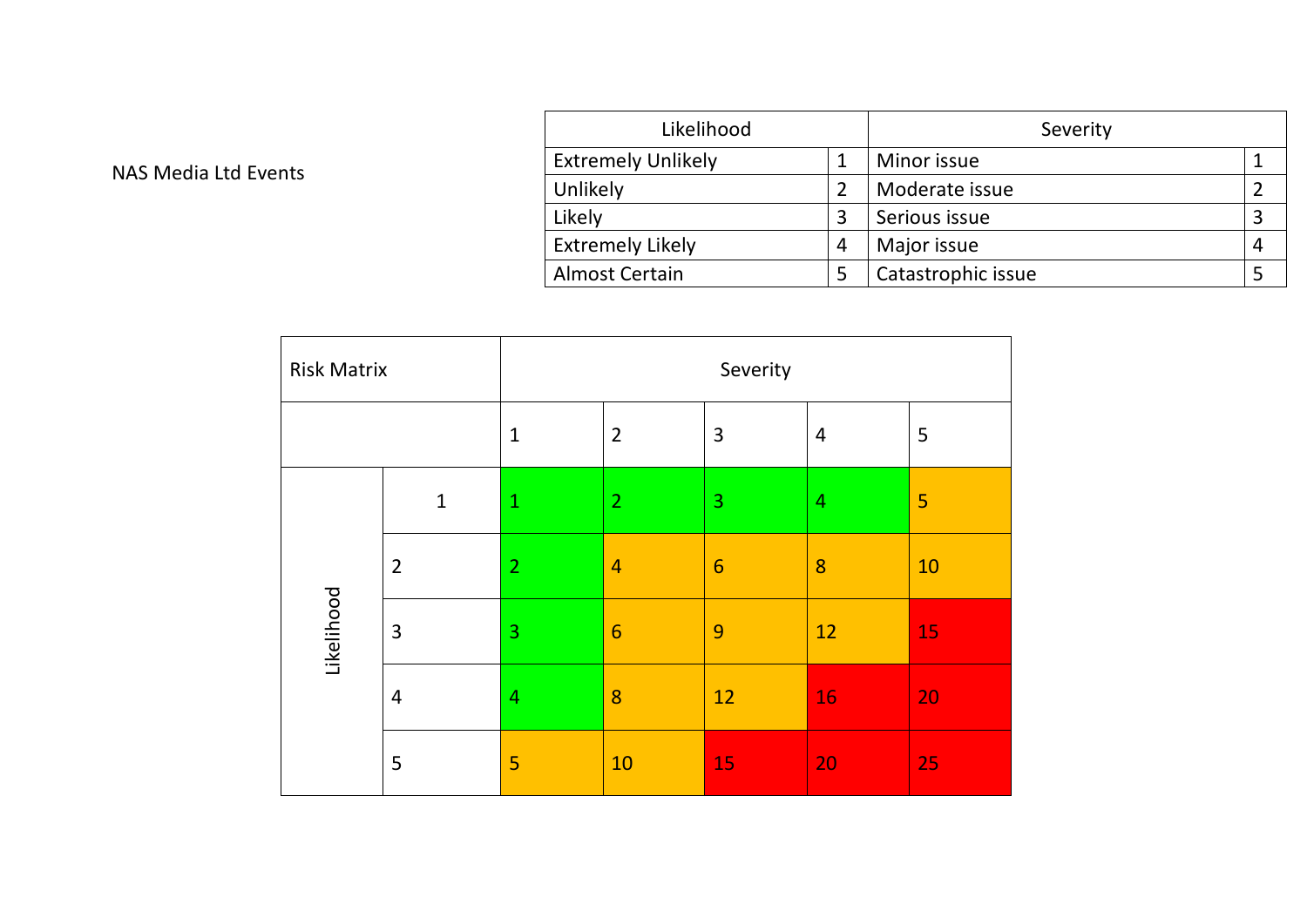NAS Media Ltd Events

| Likelihood | | Severity | |
|---|---|---|---|
| Extremely Unlikely | 1 | Minor issue | 1 |
| Unlikely | 2 | Moderate issue | 2 |
| Likely | 3 | Serious issue | 3 |
| Extremely Likely | 4 | Major issue | 4 |
| Almost Certain | 5 | Catastrophic issue | 5 |

| Risk Matrix | | Severity | | | | |
|---|---|---|---|---|---|---|
| | | 1 | 2 | 3 | 4 | 5 |
| Likelihood | 1 | 1 | 2 | 3 | 4 | 5 |
| | 2 | 2 | 4 | 6 | 8 | 10 |
| | 3 | 3 | 6 | 9 | 12 | 15 |
| | 4 | 4 | 8 | 12 | 16 | 20 |
| | 5 | 5 | 10 | 15 | 20 | 25 |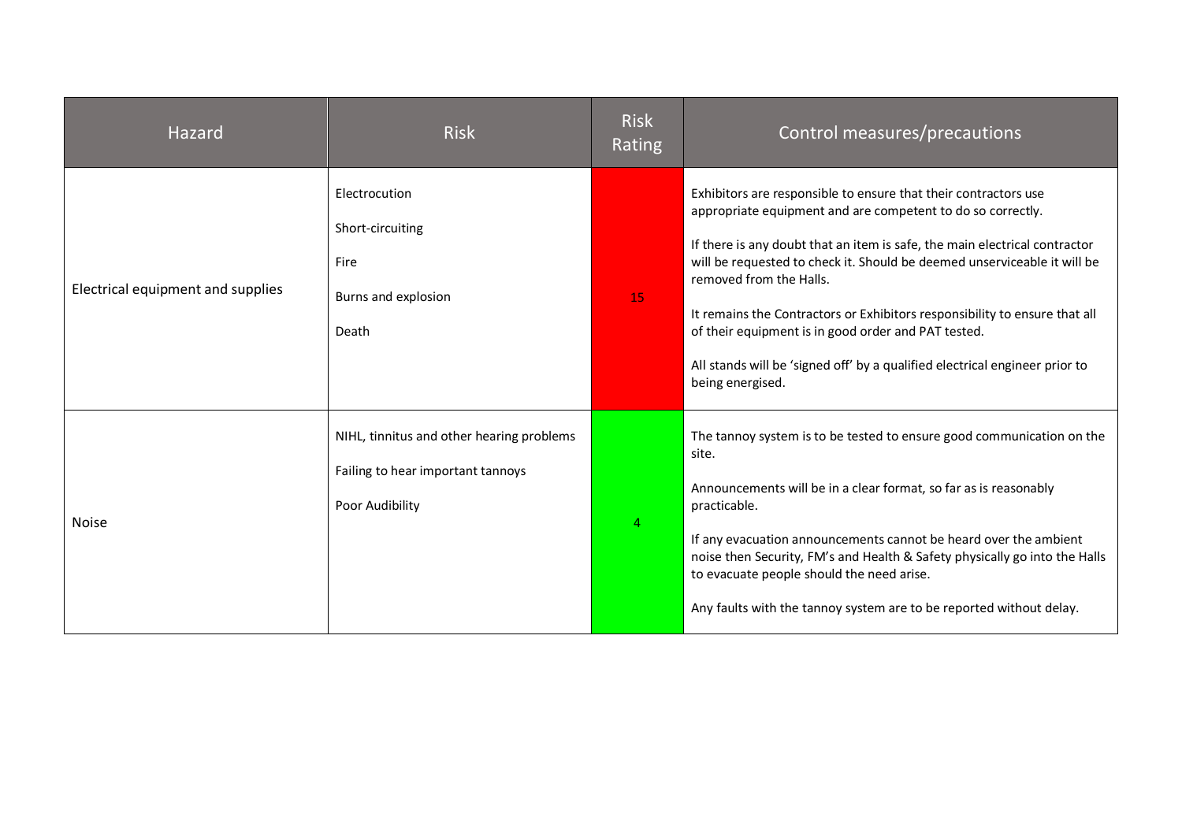| Hazard | Risk | Risk Rating | Control measures/precautions |
| --- | --- | --- | --- |
| Electrical equipment and supplies | Electrocution<br><br>Short-circuiting<br><br>Fire<br><br>Burns and explosion<br><br>Death | 15 | Exhibitors are responsible to ensure that their contractors use appropriate equipment and are competent to do so correctly.<br><br>If there is any doubt that an item is safe, the main electrical contractor will be requested to check it. Should be deemed unserviceable it will be removed from the Halls.<br><br>It remains the Contractors or Exhibitors responsibility to ensure that all of their equipment is in good order and PAT tested.<br><br>All stands will be 'signed off' by a qualified electrical engineer prior to being energised. |
| Noise | NIHL, tinnitus and other hearing problems<br><br>Failing to hear important tannoys<br><br>Poor Audibility | 4 | The tannoy system is to be tested to ensure good communication on the site.<br><br>Announcements will be in a clear format, so far as is reasonably practicable.<br><br>If any evacuation announcements cannot be heard over the ambient noise then Security, FM's and Health & Safety physically go into the Halls to evacuate people should the need arise.<br><br>Any faults with the tannoy system are to be reported without delay. |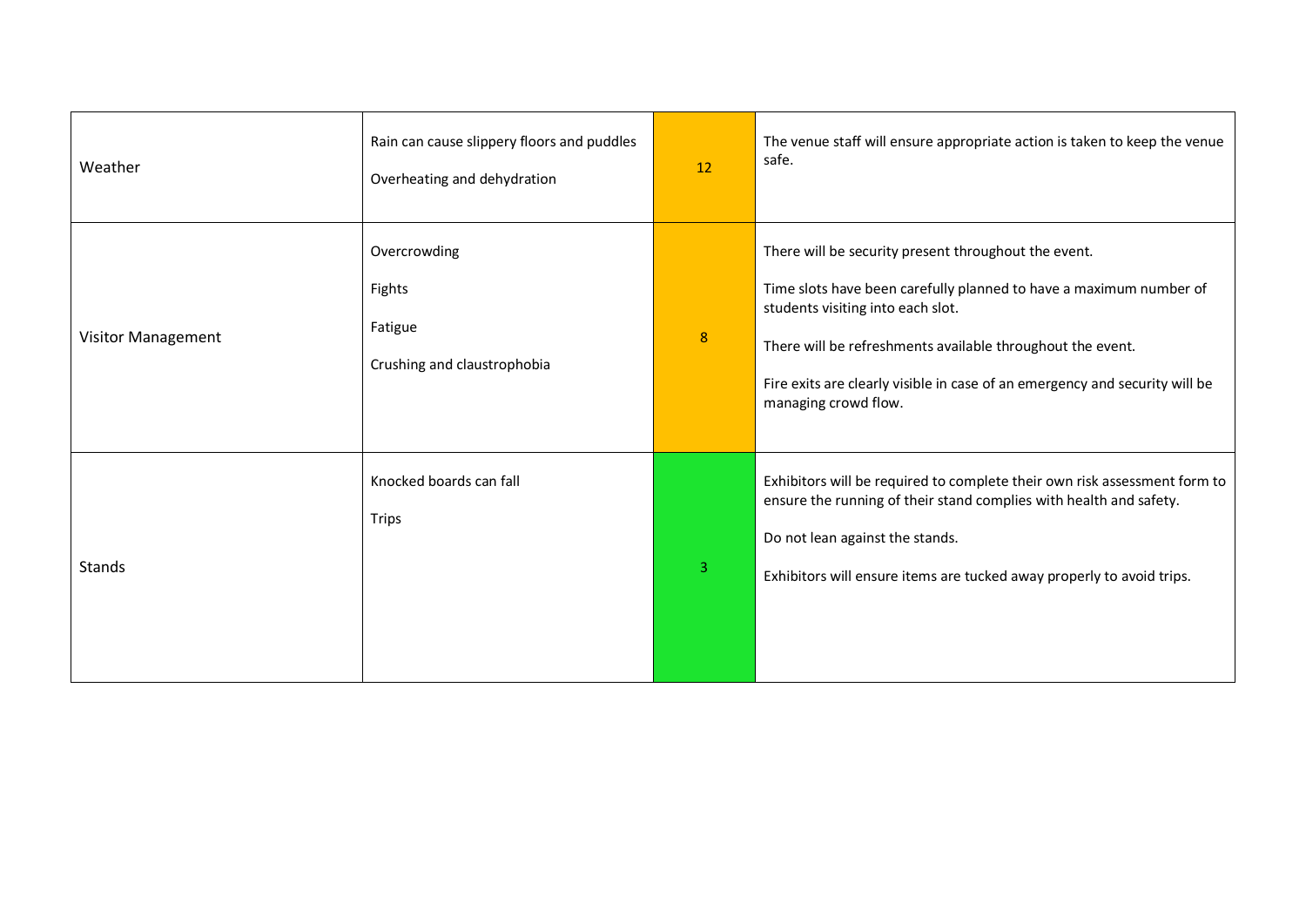| | | | |
|---|---|---|---|
| Weather | Rain can cause slippery floors and puddles<br><br>Overheating and dehydration | 12 | The venue staff will ensure appropriate action is taken to keep the venue safe. |
| Visitor Management | Overcrowding<br><br>Fights<br><br>Fatigue<br><br>Crushing and claustrophobia | 8 | There will be security present throughout the event.<br><br>Time slots have been carefully planned to have a maximum number of students visiting into each slot.<br><br>There will be refreshments available throughout the event.<br><br>Fire exits are clearly visible in case of an emergency and security will be managing crowd flow. |
| Stands | Knocked boards can fall<br><br>Trips | 3 | Exhibitors will be required to complete their own risk assessment form to ensure the running of their stand complies with health and safety.<br><br>Do not lean against the stands.<br><br>Exhibitors will ensure items are tucked away properly to avoid trips. |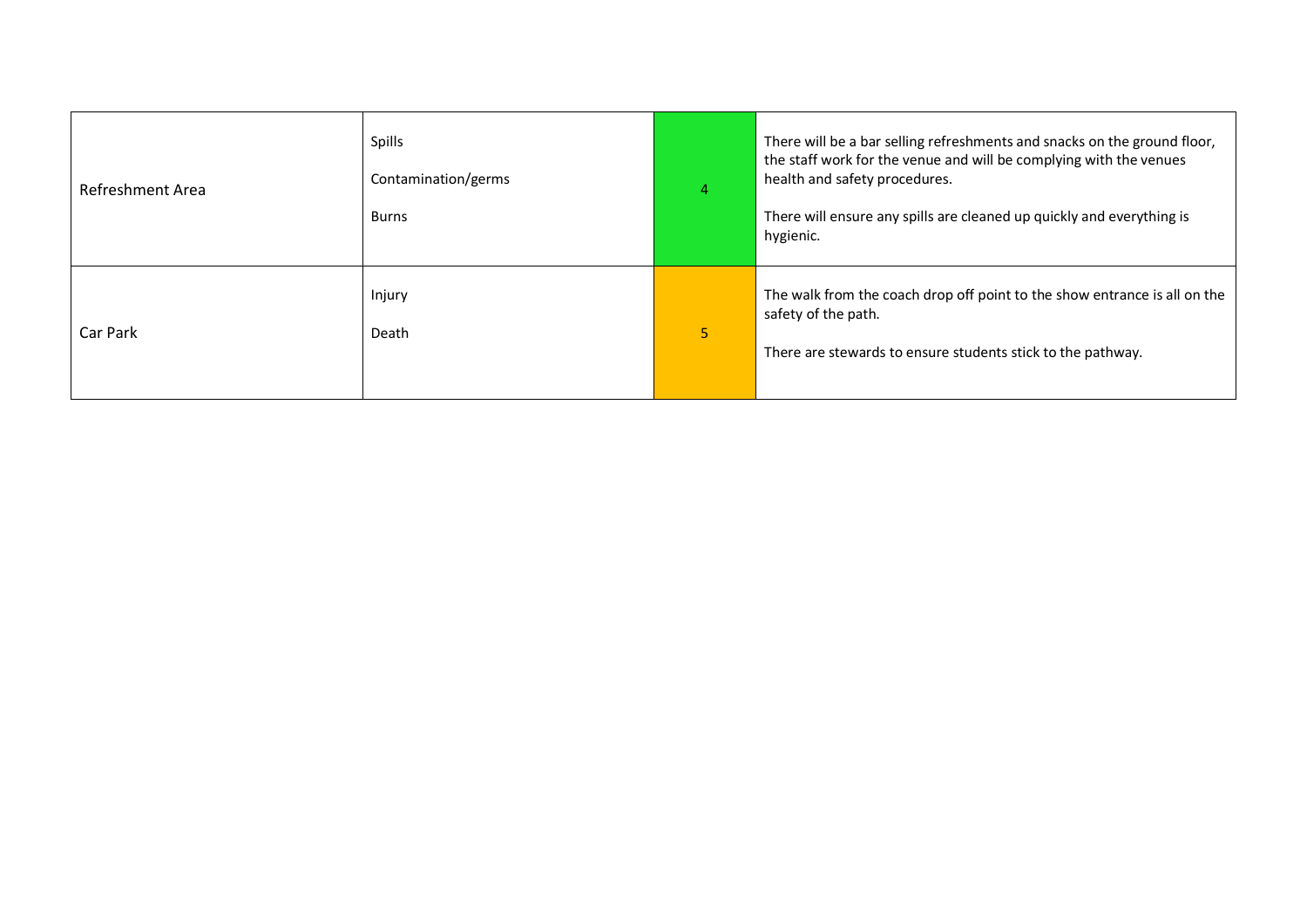| | | | |
|---|---|---|---|
| Refreshment Area | Spills<br><br>Contamination/germs<br><br>Burns | 4 | There will be a bar selling refreshments and snacks on the ground floor, the staff work for the venue and will be complying with the venues health and safety procedures.<br><br>There will ensure any spills are cleaned up quickly and everything is hygienic. |
| Car Park | Injury<br><br>Death | 5 | The walk from the coach drop off point to the show entrance is all on the safety of the path.<br><br>There are stewards to ensure students stick to the pathway. |